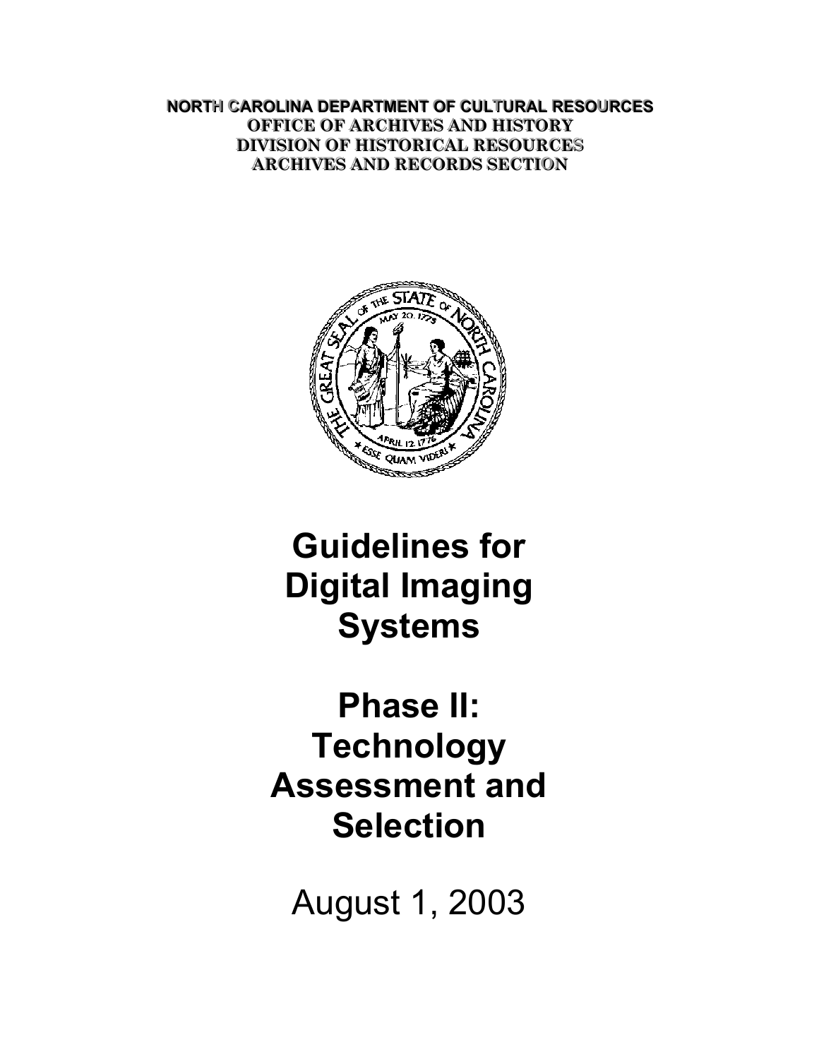**NORTH CAROLINA DEPARTMENT OF CULTURAL RESOURCES**
**OFFICE OF ARCHIVES AND HISTORY**
**DIVISION OF HISTORICAL RESOURCES**
**ARCHIVES AND RECORDS SECTION**

# Guidelines for Digital Imaging Systems

# Phase II: Technology Assessment and Selection

August 1, 2003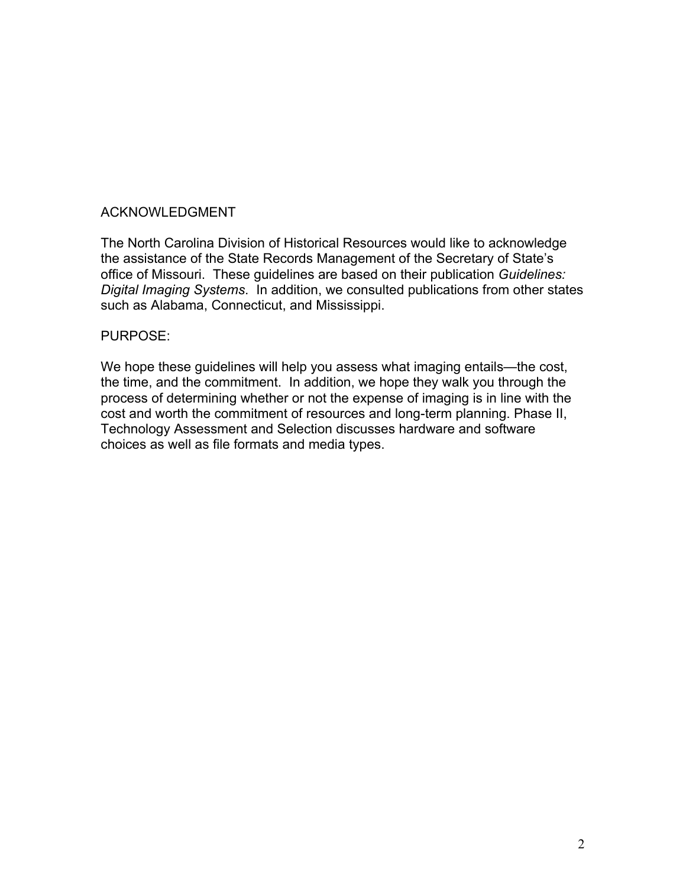## ACKNOWLEDGMENT

The North Carolina Division of Historical Resources would like to acknowledge the assistance of the State Records Management of the Secretary of State's office of Missouri. These guidelines are based on their publication *Guidelines: Digital Imaging Systems*. In addition, we consulted publications from other states such as Alabama, Connecticut, and Mississippi.

## PURPOSE:

We hope these guidelines will help you assess what imaging entails—the cost, the time, and the commitment. In addition, we hope they walk you through the process of determining whether or not the expense of imaging is in line with the cost and worth the commitment of resources and long-term planning. Phase II, Technology Assessment and Selection discusses hardware and software choices as well as file formats and media types.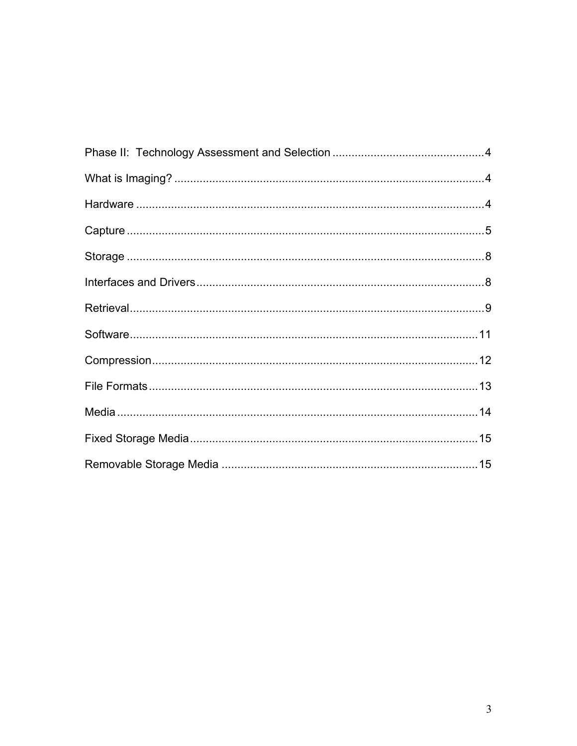Phase II: Technology Assessment and Selection .......................................... 4

What is Imaging? .......................................................................................... 4

Hardware ...................................................................................................... 4

Capture ......................................................................................................... 5

Storage ......................................................................................................... 8

Interfaces and Drivers ................................................................................... 8

Retrieval ........................................................................................................ 9

Software ...................................................................................................... 11

Compression ............................................................................................... 12

File Formats ................................................................................................ 13

Media .......................................................................................................... 14

Fixed Storage Media ................................................................................... 15

Removable Storage Media .......................................................................... 15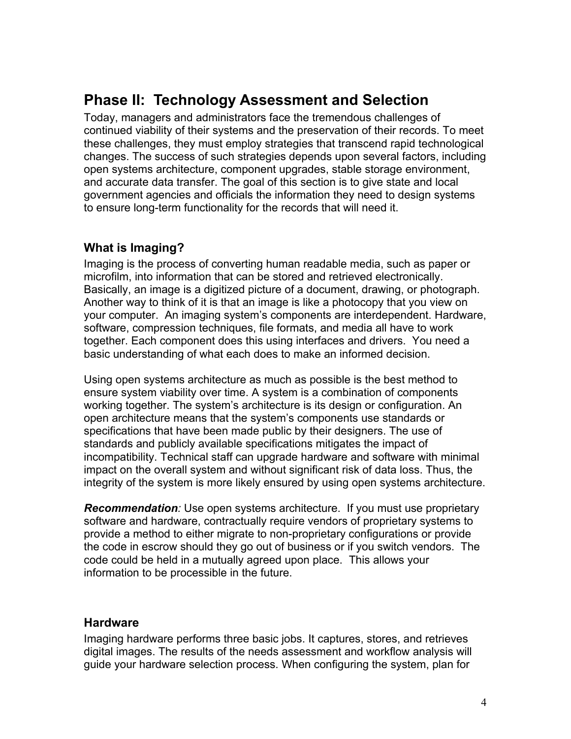## Phase II: Technology Assessment and Selection

Today, managers and administrators face the tremendous challenges of continued viability of their systems and the preservation of their records. To meet these challenges, they must employ strategies that transcend rapid technological changes. The success of such strategies depends upon several factors, including open systems architecture, component upgrades, stable storage environment, and accurate data transfer. The goal of this section is to give state and local government agencies and officials the information they need to design systems to ensure long-term functionality for the records that will need it.

### What is Imaging?

Imaging is the process of converting human readable media, such as paper or microfilm, into information that can be stored and retrieved electronically. Basically, an image is a digitized picture of a document, drawing, or photograph. Another way to think of it is that an image is like a photocopy that you view on your computer. An imaging system's components are interdependent. Hardware, software, compression techniques, file formats, and media all have to work together. Each component does this using interfaces and drivers. You need a basic understanding of what each does to make an informed decision.

Using open systems architecture as much as possible is the best method to ensure system viability over time. A system is a combination of components working together. The system's architecture is its design or configuration. An open architecture means that the system's components use standards or specifications that have been made public by their designers. The use of standards and publicly available specifications mitigates the impact of incompatibility. Technical staff can upgrade hardware and software with minimal impact on the overall system and without significant risk of data loss. Thus, the integrity of the system is more likely ensured by using open systems architecture.

***Recommendation:*** Use open systems architecture. If you must use proprietary software and hardware, contractually require vendors of proprietary systems to provide a method to either migrate to non-proprietary configurations or provide the code in escrow should they go out of business or if you switch vendors. The code could be held in a mutually agreed upon place. This allows your information to be processible in the future.

### Hardware

Imaging hardware performs three basic jobs. It captures, stores, and retrieves digital images. The results of the needs assessment and workflow analysis will guide your hardware selection process. When configuring the system, plan for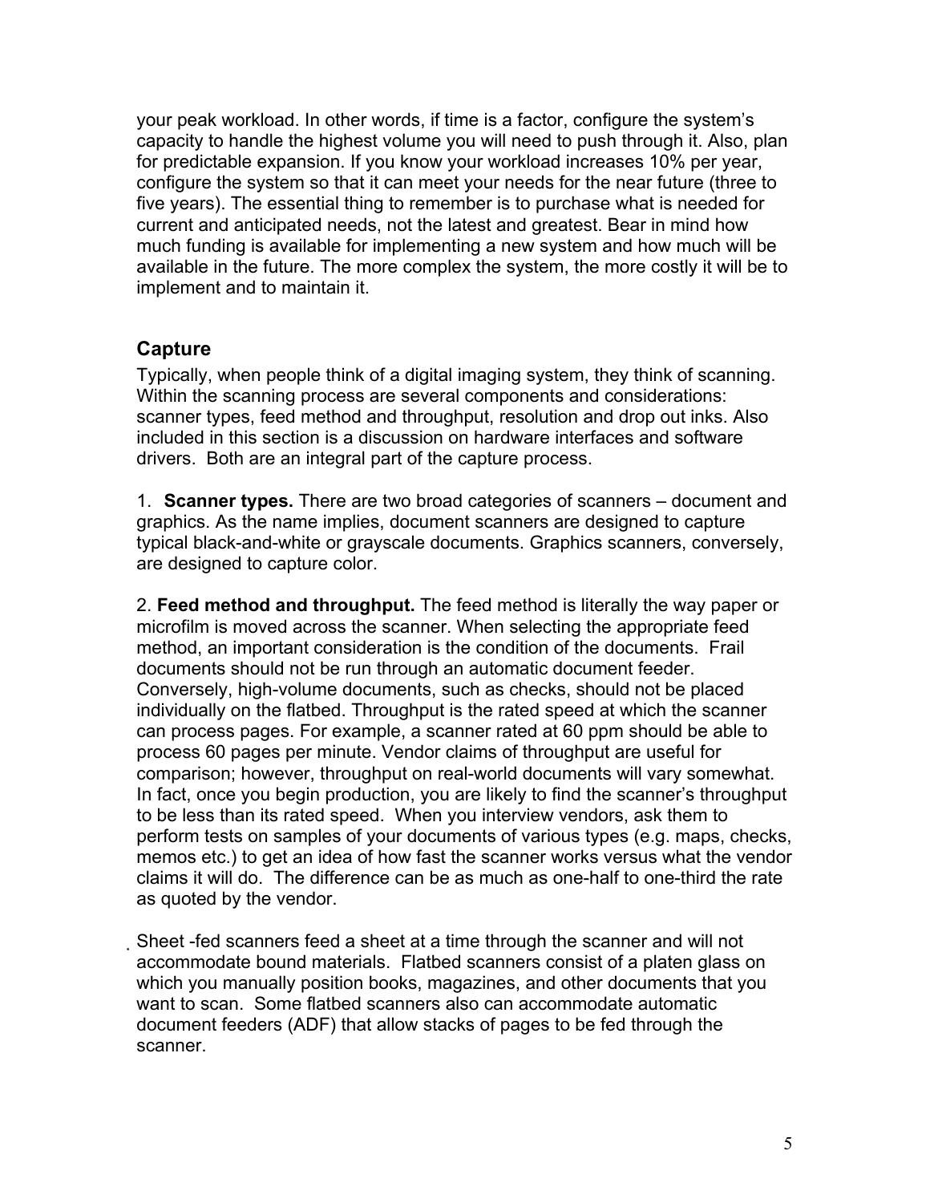your peak workload. In other words, if time is a factor, configure the system's capacity to handle the highest volume you will need to push through it. Also, plan for predictable expansion. If you know your workload increases 10% per year, configure the system so that it can meet your needs for the near future (three to five years). The essential thing to remember is to purchase what is needed for current and anticipated needs, not the latest and greatest. Bear in mind how much funding is available for implementing a new system and how much will be available in the future. The more complex the system, the more costly it will be to implement and to maintain it.

## Capture

Typically, when people think of a digital imaging system, they think of scanning. Within the scanning process are several components and considerations: scanner types, feed method and throughput, resolution and drop out inks. Also included in this section is a discussion on hardware interfaces and software drivers. Both are an integral part of the capture process.

1. **Scanner types.** There are two broad categories of scanners – document and graphics. As the name implies, document scanners are designed to capture typical black-and-white or grayscale documents. Graphics scanners, conversely, are designed to capture color.

2. **Feed method and throughput.** The feed method is literally the way paper or microfilm is moved across the scanner. When selecting the appropriate feed method, an important consideration is the condition of the documents. Frail documents should not be run through an automatic document feeder. Conversely, high-volume documents, such as checks, should not be placed individually on the flatbed. Throughput is the rated speed at which the scanner can process pages. For example, a scanner rated at 60 ppm should be able to process 60 pages per minute. Vendor claims of throughput are useful for comparison; however, throughput on real-world documents will vary somewhat. In fact, once you begin production, you are likely to find the scanner's throughput to be less than its rated speed. When you interview vendors, ask them to perform tests on samples of your documents of various types (e.g. maps, checks, memos etc.) to get an idea of how fast the scanner works versus what the vendor claims it will do. The difference can be as much as one-half to one-third the rate as quoted by the vendor.

Sheet -fed scanners feed a sheet at a time through the scanner and will not accommodate bound materials. Flatbed scanners consist of a platen glass on which you manually position books, magazines, and other documents that you want to scan. Some flatbed scanners also can accommodate automatic document feeders (ADF) that allow stacks of pages to be fed through the scanner.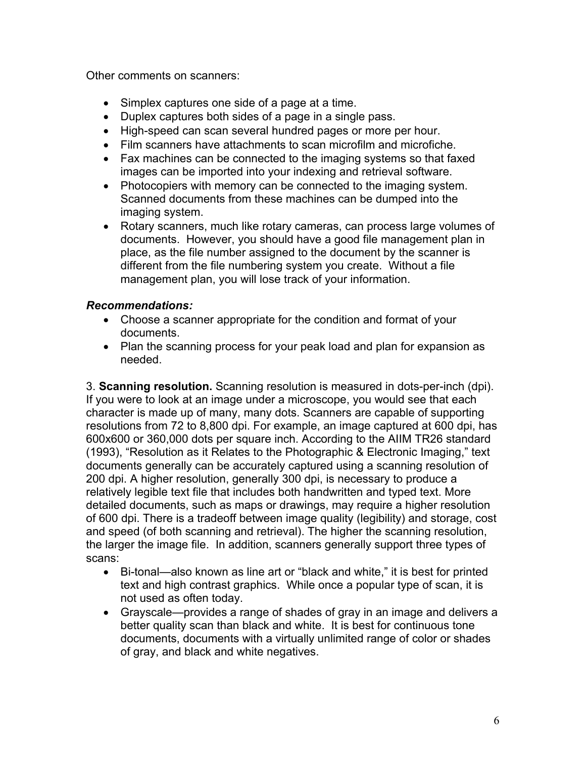Other comments on scanners:

- Simplex captures one side of a page at a time.
- Duplex captures both sides of a page in a single pass.
- High-speed can scan several hundred pages or more per hour.
- Film scanners have attachments to scan microfilm and microfiche.
- Fax machines can be connected to the imaging systems so that faxed images can be imported into your indexing and retrieval software.
- Photocopiers with memory can be connected to the imaging system. Scanned documents from these machines can be dumped into the imaging system.
- Rotary scanners, much like rotary cameras, can process large volumes of documents. However, you should have a good file management plan in place, as the file number assigned to the document by the scanner is different from the file numbering system you create. Without a file management plan, you will lose track of your information.

***Recommendations:***

- Choose a scanner appropriate for the condition and format of your documents.
- Plan the scanning process for your peak load and plan for expansion as needed.

3. **Scanning resolution.** Scanning resolution is measured in dots-per-inch (dpi). If you were to look at an image under a microscope, you would see that each character is made up of many, many dots. Scanners are capable of supporting resolutions from 72 to 8,800 dpi. For example, an image captured at 600 dpi, has 600x600 or 360,000 dots per square inch. According to the AIIM TR26 standard (1993), "Resolution as it Relates to the Photographic & Electronic Imaging," text documents generally can be accurately captured using a scanning resolution of 200 dpi. A higher resolution, generally 300 dpi, is necessary to produce a relatively legible text file that includes both handwritten and typed text. More detailed documents, such as maps or drawings, may require a higher resolution of 600 dpi. There is a tradeoff between image quality (legibility) and storage, cost and speed (of both scanning and retrieval). The higher the scanning resolution, the larger the image file. In addition, scanners generally support three types of scans:

- Bi-tonal—also known as line art or "black and white," it is best for printed text and high contrast graphics. While once a popular type of scan, it is not used as often today.
- Grayscale—provides a range of shades of gray in an image and delivers a better quality scan than black and white. It is best for continuous tone documents, documents with a virtually unlimited range of color or shades of gray, and black and white negatives.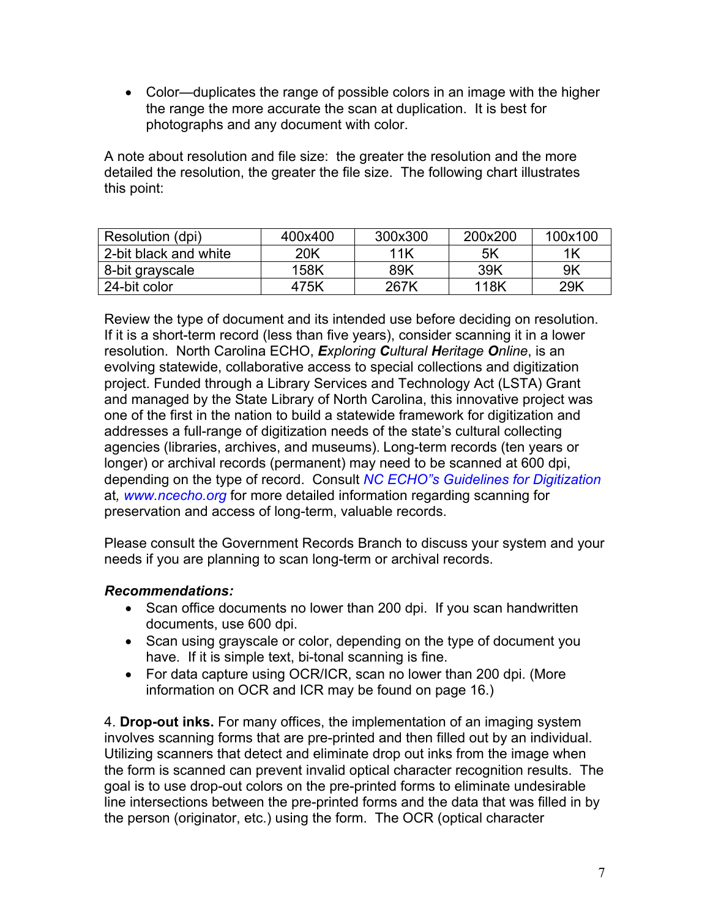- Color—duplicates the range of possible colors in an image with the higher the range the more accurate the scan at duplication. It is best for photographs and any document with color.

A note about resolution and file size: the greater the resolution and the more detailed the resolution, the greater the file size. The following chart illustrates this point:

| Resolution (dpi) | 400x400 | 300x300 | 200x200 | 100x100 |
|---|---|---|---|---|
| 2-bit black and white | 20K | 11K | 5K | 1K |
| 8-bit grayscale | 158K | 89K | 39K | 9K |
| 24-bit color | 475K | 267K | 118K | 29K |

Review the type of document and its intended use before deciding on resolution. If it is a short-term record (less than five years), consider scanning it in a lower resolution. North Carolina ECHO, ***E**xploring **C**ultural **H**eritage **O**nline*, is an evolving statewide, collaborative access to special collections and digitization project. Funded through a Library Services and Technology Act (LSTA) Grant and managed by the State Library of North Carolina, this innovative project was one of the first in the nation to build a statewide framework for digitization and addresses a full-range of digitization needs of the state's cultural collecting agencies (libraries, archives, and museums). Long-term records (ten years or longer) or archival records (permanent) may need to be scanned at 600 dpi, depending on the type of record. Consult *NC ECHO"s Guidelines for Digitization* at*, www.ncecho.org* for more detailed information regarding scanning for preservation and access of long-term, valuable records.

Please consult the Government Records Branch to discuss your system and your needs if you are planning to scan long-term or archival records.

***Recommendations:***

- Scan office documents no lower than 200 dpi. If you scan handwritten documents, use 600 dpi.
- Scan using grayscale or color, depending on the type of document you have. If it is simple text, bi-tonal scanning is fine.
- For data capture using OCR/ICR, scan no lower than 200 dpi. (More information on OCR and ICR may be found on page 16.)

4. **Drop-out inks.** For many offices, the implementation of an imaging system involves scanning forms that are pre-printed and then filled out by an individual. Utilizing scanners that detect and eliminate drop out inks from the image when the form is scanned can prevent invalid optical character recognition results. The goal is to use drop-out colors on the pre-printed forms to eliminate undesirable line intersections between the pre-printed forms and the data that was filled in by the person (originator, etc.) using the form. The OCR (optical character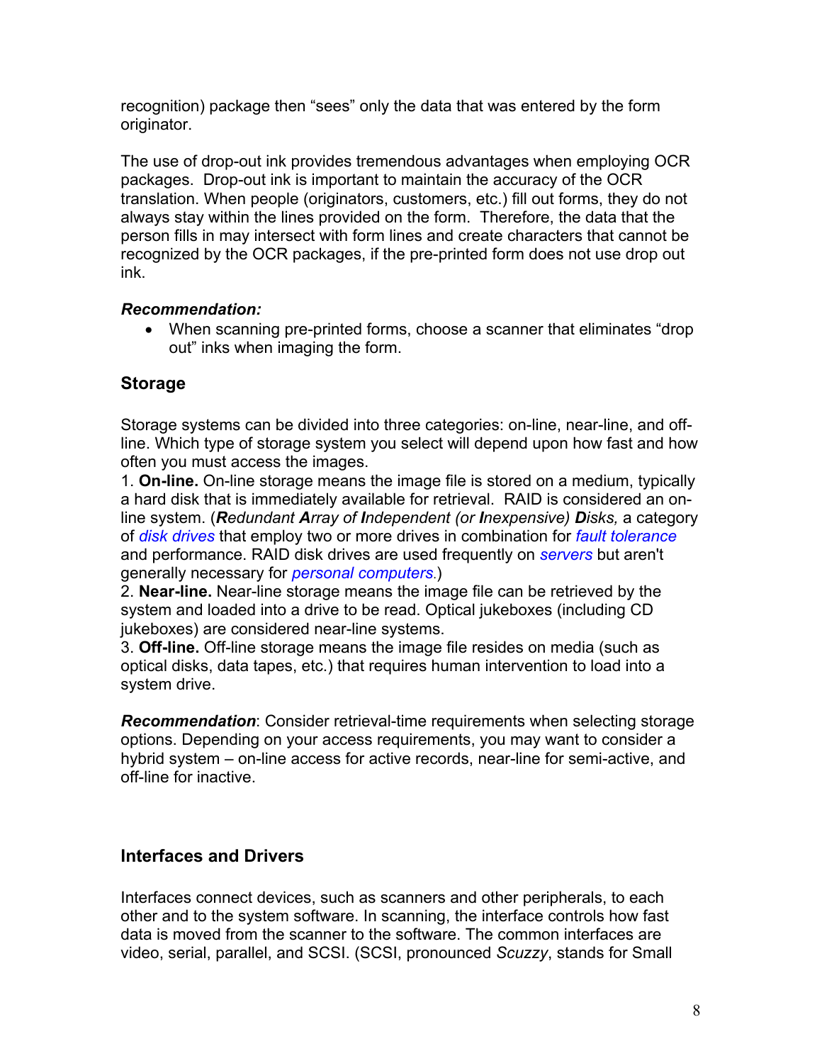recognition) package then "sees" only the data that was entered by the form originator.

The use of drop-out ink provides tremendous advantages when employing OCR packages. Drop-out ink is important to maintain the accuracy of the OCR translation. When people (originators, customers, etc.) fill out forms, they do not always stay within the lines provided on the form. Therefore, the data that the person fills in may intersect with form lines and create characters that cannot be recognized by the OCR packages, if the pre-printed form does not use drop out ink.

***Recommendation:***

- When scanning pre-printed forms, choose a scanner that eliminates "drop out" inks when imaging the form.

## Storage

Storage systems can be divided into three categories: on-line, near-line, and off-line. Which type of storage system you select will depend upon how fast and how often you must access the images.

1. **On-line.** On-line storage means the image file is stored on a medium, typically a hard disk that is immediately available for retrieval. RAID is considered an on-line system. (***R****edundant* ***A****rray of* ***I****ndependent (or* ***I****nexpensive)* ***D****isks,* a category of *disk drives* that employ two or more drives in combination for *fault tolerance* and performance. RAID disk drives are used frequently on *servers* but aren't generally necessary for *personal computers.*)
2. **Near-line.** Near-line storage means the image file can be retrieved by the system and loaded into a drive to be read. Optical jukeboxes (including CD jukeboxes) are considered near-line systems.
3. **Off-line.** Off-line storage means the image file resides on media (such as optical disks, data tapes, etc.) that requires human intervention to load into a system drive.

***Recommendation***: Consider retrieval-time requirements when selecting storage options. Depending on your access requirements, you may want to consider a hybrid system – on-line access for active records, near-line for semi-active, and off-line for inactive.

## Interfaces and Drivers

Interfaces connect devices, such as scanners and other peripherals, to each other and to the system software. In scanning, the interface controls how fast data is moved from the scanner to the software. The common interfaces are video, serial, parallel, and SCSI. (SCSI, pronounced *Scuzzy*, stands for Small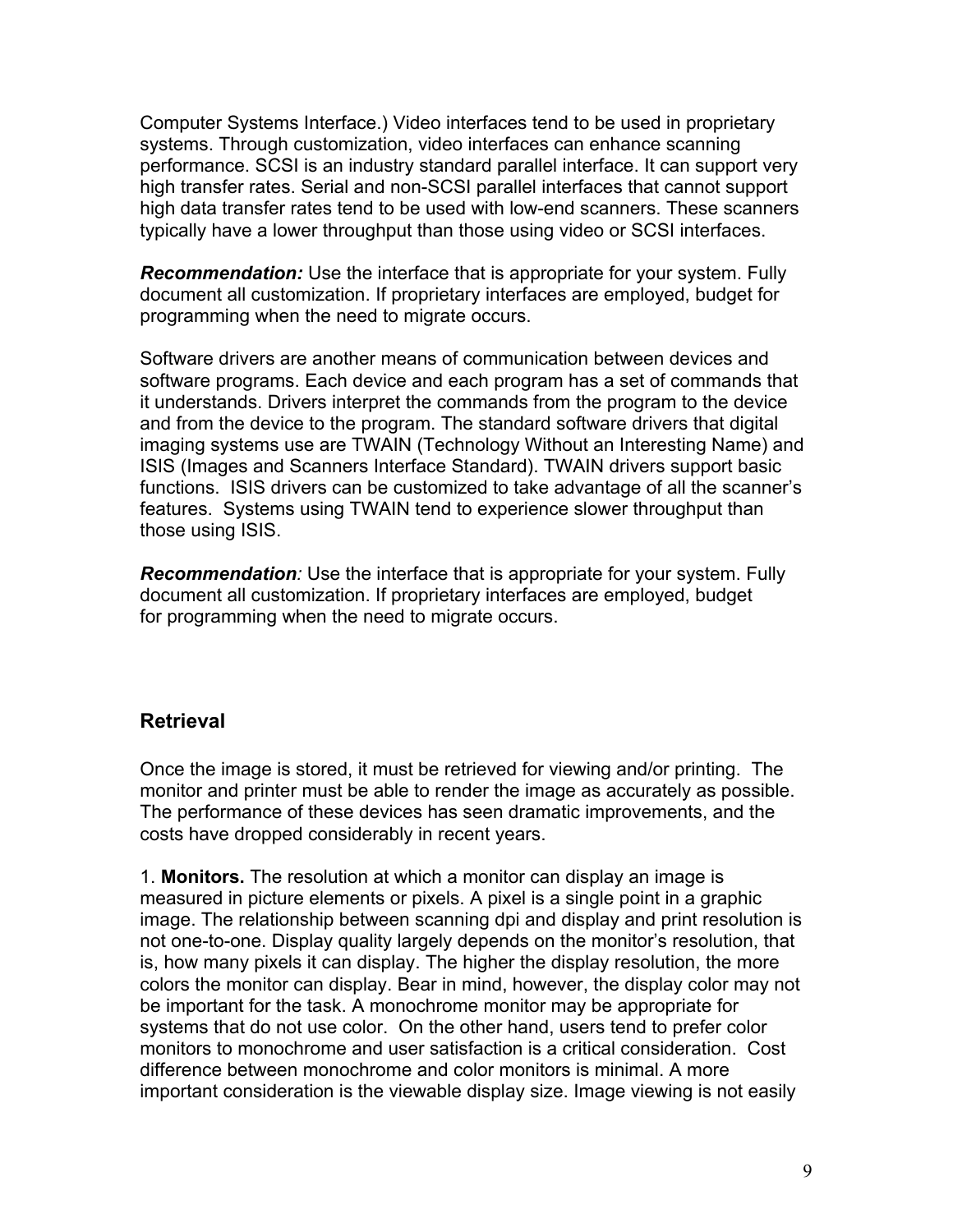Computer Systems Interface.) Video interfaces tend to be used in proprietary systems. Through customization, video interfaces can enhance scanning performance. SCSI is an industry standard parallel interface. It can support very high transfer rates. Serial and non-SCSI parallel interfaces that cannot support high data transfer rates tend to be used with low-end scanners. These scanners typically have a lower throughput than those using video or SCSI interfaces.

***Recommendation:*** Use the interface that is appropriate for your system. Fully document all customization. If proprietary interfaces are employed, budget for programming when the need to migrate occurs.

Software drivers are another means of communication between devices and software programs. Each device and each program has a set of commands that it understands. Drivers interpret the commands from the program to the device and from the device to the program. The standard software drivers that digital imaging systems use are TWAIN (Technology Without an Interesting Name) and ISIS (Images and Scanners Interface Standard). TWAIN drivers support basic functions. ISIS drivers can be customized to take advantage of all the scanner's features. Systems using TWAIN tend to experience slower throughput than those using ISIS.

***Recommendation**:* Use the interface that is appropriate for your system. Fully document all customization. If proprietary interfaces are employed, budget for programming when the need to migrate occurs.

## Retrieval

Once the image is stored, it must be retrieved for viewing and/or printing. The monitor and printer must be able to render the image as accurately as possible. The performance of these devices has seen dramatic improvements, and the costs have dropped considerably in recent years.

1. **Monitors.** The resolution at which a monitor can display an image is measured in picture elements or pixels. A pixel is a single point in a graphic image. The relationship between scanning dpi and display and print resolution is not one-to-one. Display quality largely depends on the monitor's resolution, that is, how many pixels it can display. The higher the display resolution, the more colors the monitor can display. Bear in mind, however, the display color may not be important for the task. A monochrome monitor may be appropriate for systems that do not use color. On the other hand, users tend to prefer color monitors to monochrome and user satisfaction is a critical consideration. Cost difference between monochrome and color monitors is minimal. A more important consideration is the viewable display size. Image viewing is not easily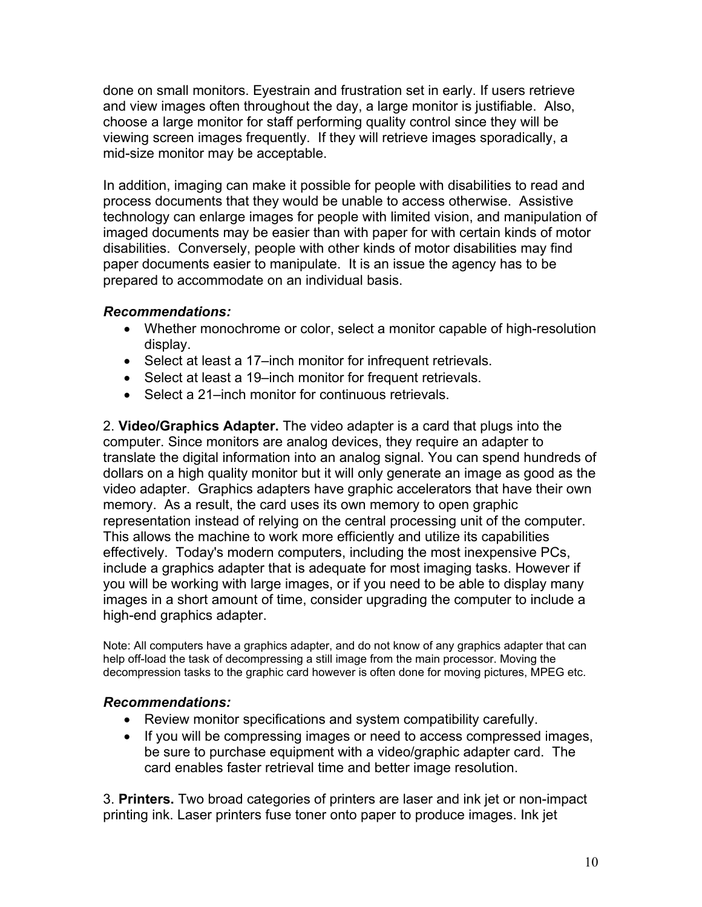done on small monitors. Eyestrain and frustration set in early. If users retrieve and view images often throughout the day, a large monitor is justifiable. Also, choose a large monitor for staff performing quality control since they will be viewing screen images frequently. If they will retrieve images sporadically, a mid-size monitor may be acceptable.

In addition, imaging can make it possible for people with disabilities to read and process documents that they would be unable to access otherwise. Assistive technology can enlarge images for people with limited vision, and manipulation of imaged documents may be easier than with paper for with certain kinds of motor disabilities. Conversely, people with other kinds of motor disabilities may find paper documents easier to manipulate. It is an issue the agency has to be prepared to accommodate on an individual basis.

***Recommendations:***

- Whether monochrome or color, select a monitor capable of high-resolution display.
- Select at least a 17–inch monitor for infrequent retrievals.
- Select at least a 19–inch monitor for frequent retrievals.
- Select a 21–inch monitor for continuous retrievals.

2. **Video/Graphics Adapter.** The video adapter is a card that plugs into the computer. Since monitors are analog devices, they require an adapter to translate the digital information into an analog signal. You can spend hundreds of dollars on a high quality monitor but it will only generate an image as good as the video adapter. Graphics adapters have graphic accelerators that have their own memory. As a result, the card uses its own memory to open graphic representation instead of relying on the central processing unit of the computer. This allows the machine to work more efficiently and utilize its capabilities effectively. Today's modern computers, including the most inexpensive PCs, include a graphics adapter that is adequate for most imaging tasks. However if you will be working with large images, or if you need to be able to display many images in a short amount of time, consider upgrading the computer to include a high-end graphics adapter.

Note: All computers have a graphics adapter, and do not know of any graphics adapter that can help off-load the task of decompressing a still image from the main processor. Moving the decompression tasks to the graphic card however is often done for moving pictures, MPEG etc.

***Recommendations:***

- Review monitor specifications and system compatibility carefully.
- If you will be compressing images or need to access compressed images, be sure to purchase equipment with a video/graphic adapter card. The card enables faster retrieval time and better image resolution.

3. **Printers.** Two broad categories of printers are laser and ink jet or non-impact printing ink. Laser printers fuse toner onto paper to produce images. Ink jet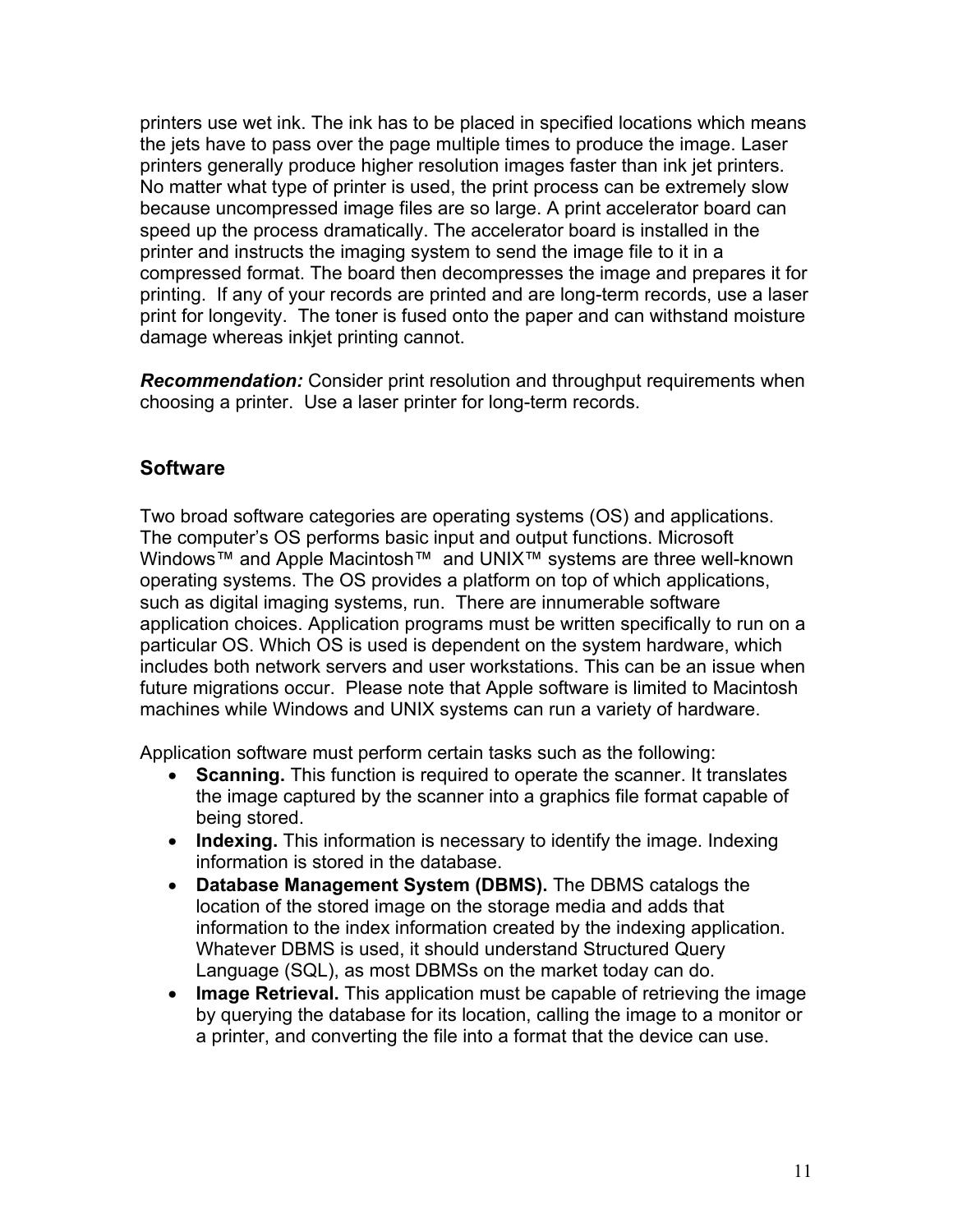printers use wet ink. The ink has to be placed in specified locations which means the jets have to pass over the page multiple times to produce the image. Laser printers generally produce higher resolution images faster than ink jet printers. No matter what type of printer is used, the print process can be extremely slow because uncompressed image files are so large. A print accelerator board can speed up the process dramatically. The accelerator board is installed in the printer and instructs the imaging system to send the image file to it in a compressed format. The board then decompresses the image and prepares it for printing. If any of your records are printed and are long-term records, use a laser print for longevity. The toner is fused onto the paper and can withstand moisture damage whereas inkjet printing cannot.

***Recommendation:*** Consider print resolution and throughput requirements when choosing a printer. Use a laser printer for long-term records.

## Software

Two broad software categories are operating systems (OS) and applications. The computer's OS performs basic input and output functions. Microsoft Windows™ and Apple Macintosh™ and UNIX™ systems are three well-known operating systems. The OS provides a platform on top of which applications, such as digital imaging systems, run. There are innumerable software application choices. Application programs must be written specifically to run on a particular OS. Which OS is used is dependent on the system hardware, which includes both network servers and user workstations. This can be an issue when future migrations occur. Please note that Apple software is limited to Macintosh machines while Windows and UNIX systems can run a variety of hardware.

Application software must perform certain tasks such as the following:

- **Scanning.** This function is required to operate the scanner. It translates the image captured by the scanner into a graphics file format capable of being stored.
- **Indexing.** This information is necessary to identify the image. Indexing information is stored in the database.
- **Database Management System (DBMS).** The DBMS catalogs the location of the stored image on the storage media and adds that information to the index information created by the indexing application. Whatever DBMS is used, it should understand Structured Query Language (SQL), as most DBMSs on the market today can do.
- **Image Retrieval.** This application must be capable of retrieving the image by querying the database for its location, calling the image to a monitor or a printer, and converting the file into a format that the device can use.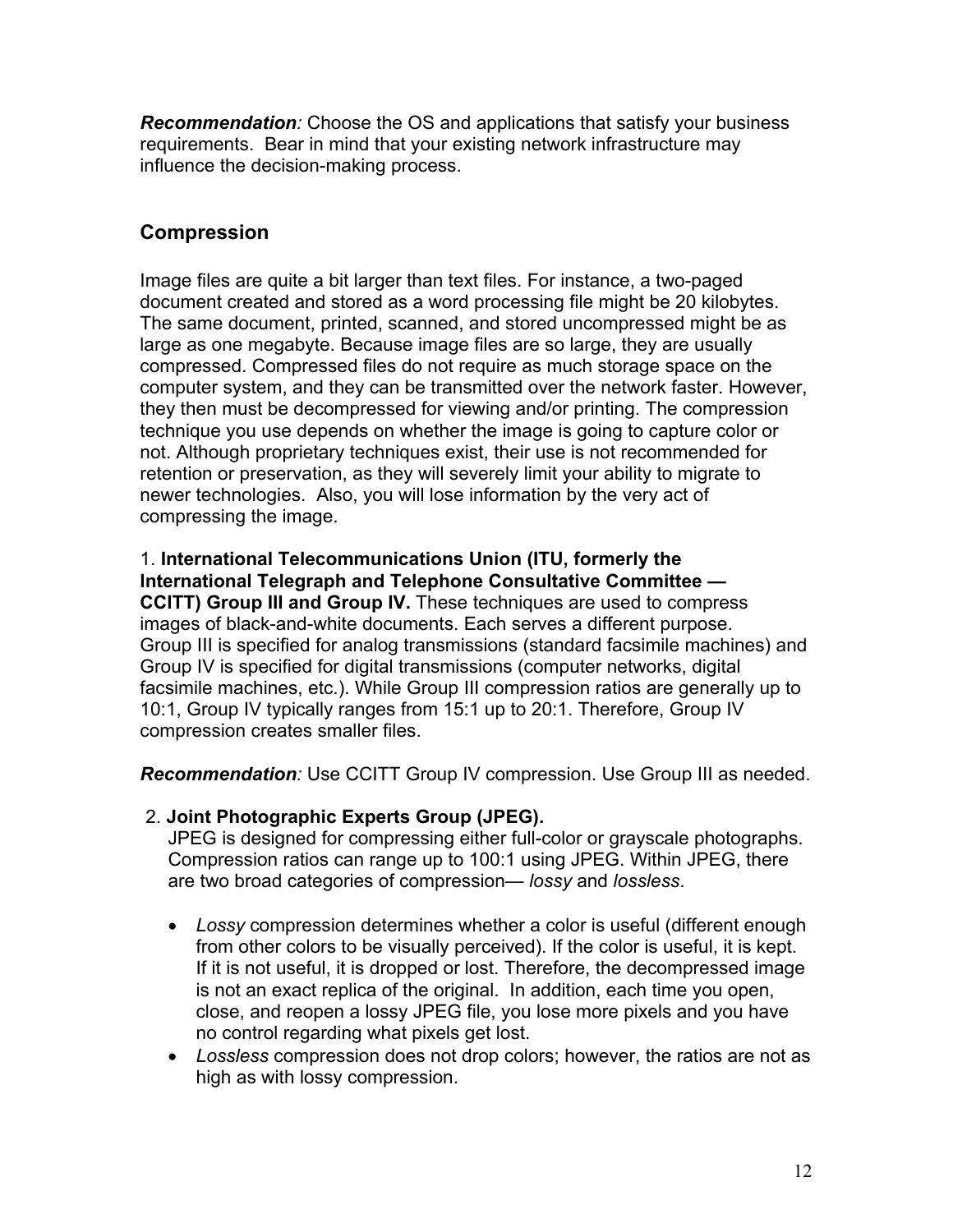***Recommendation**:* Choose the OS and applications that satisfy your business requirements. Bear in mind that your existing network infrastructure may influence the decision-making process.

## Compression

Image files are quite a bit larger than text files. For instance, a two-paged document created and stored as a word processing file might be 20 kilobytes. The same document, printed, scanned, and stored uncompressed might be as large as one megabyte. Because image files are so large, they are usually compressed. Compressed files do not require as much storage space on the computer system, and they can be transmitted over the network faster. However, they then must be decompressed for viewing and/or printing. The compression technique you use depends on whether the image is going to capture color or not. Although proprietary techniques exist, their use is not recommended for retention or preservation, as they will severely limit your ability to migrate to newer technologies. Also, you will lose information by the very act of compressing the image.

1. **International Telecommunications Union (ITU, formerly the International Telegraph and Telephone Consultative Committee — CCITT) Group III and Group IV.** These techniques are used to compress images of black-and-white documents. Each serves a different purpose. Group III is specified for analog transmissions (standard facsimile machines) and Group IV is specified for digital transmissions (computer networks, digital facsimile machines, etc.). While Group III compression ratios are generally up to 10:1, Group IV typically ranges from 15:1 up to 20:1. Therefore, Group IV compression creates smaller files.

***Recommendation**:* Use CCITT Group IV compression. Use Group III as needed.

2. **Joint Photographic Experts Group (JPEG).**
   JPEG is designed for compressing either full-color or grayscale photographs. Compression ratios can range up to 100:1 using JPEG. Within JPEG, there are two broad categories of compression— *lossy* and *lossless*.

   - *Lossy* compression determines whether a color is useful (different enough from other colors to be visually perceived). If the color is useful, it is kept. If it is not useful, it is dropped or lost. Therefore, the decompressed image is not an exact replica of the original. In addition, each time you open, close, and reopen a lossy JPEG file, you lose more pixels and you have no control regarding what pixels get lost.
   - *Lossless* compression does not drop colors; however, the ratios are not as high as with lossy compression.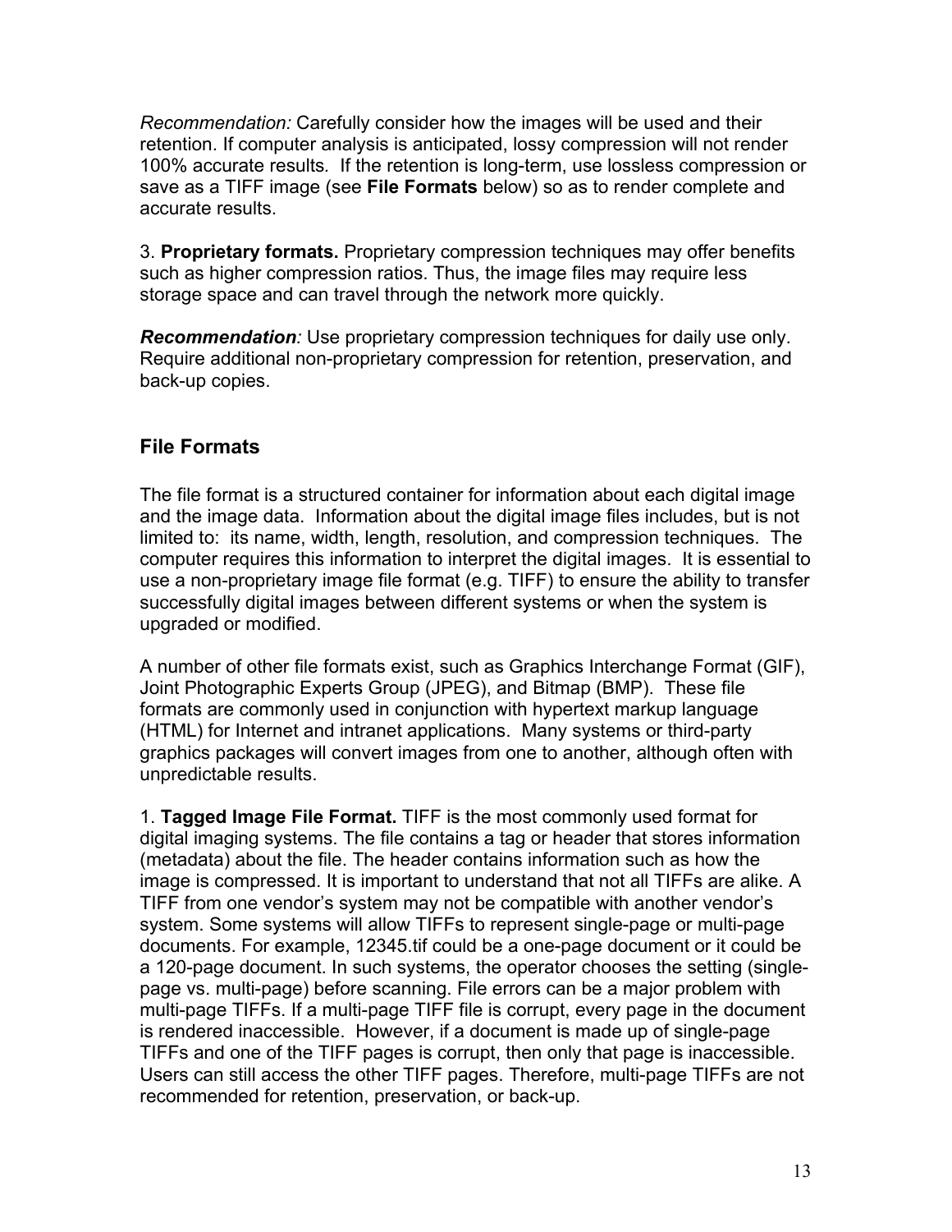*Recommendation:* Carefully consider how the images will be used and their retention. If computer analysis is anticipated, lossy compression will not render 100% accurate results. If the retention is long-term, use lossless compression or save as a TIFF image (see **File Formats** below) so as to render complete and accurate results.

3. **Proprietary formats.** Proprietary compression techniques may offer benefits such as higher compression ratios. Thus, the image files may require less storage space and can travel through the network more quickly.

***Recommendation**:* Use proprietary compression techniques for daily use only. Require additional non-proprietary compression for retention, preservation, and back-up copies.

## File Formats

The file format is a structured container for information about each digital image and the image data. Information about the digital image files includes, but is not limited to: its name, width, length, resolution, and compression techniques. The computer requires this information to interpret the digital images. It is essential to use a non-proprietary image file format (e.g. TIFF) to ensure the ability to transfer successfully digital images between different systems or when the system is upgraded or modified.

A number of other file formats exist, such as Graphics Interchange Format (GIF), Joint Photographic Experts Group (JPEG), and Bitmap (BMP). These file formats are commonly used in conjunction with hypertext markup language (HTML) for Internet and intranet applications. Many systems or third-party graphics packages will convert images from one to another, although often with unpredictable results.

1. **Tagged Image File Format.** TIFF is the most commonly used format for digital imaging systems. The file contains a tag or header that stores information (metadata) about the file. The header contains information such as how the image is compressed. It is important to understand that not all TIFFs are alike. A TIFF from one vendor's system may not be compatible with another vendor's system. Some systems will allow TIFFs to represent single-page or multi-page documents. For example, 12345.tif could be a one-page document or it could be a 120-page document. In such systems, the operator chooses the setting (single-page vs. multi-page) before scanning. File errors can be a major problem with multi-page TIFFs. If a multi-page TIFF file is corrupt, every page in the document is rendered inaccessible. However, if a document is made up of single-page TIFFs and one of the TIFF pages is corrupt, then only that page is inaccessible. Users can still access the other TIFF pages. Therefore, multi-page TIFFs are not recommended for retention, preservation, or back-up.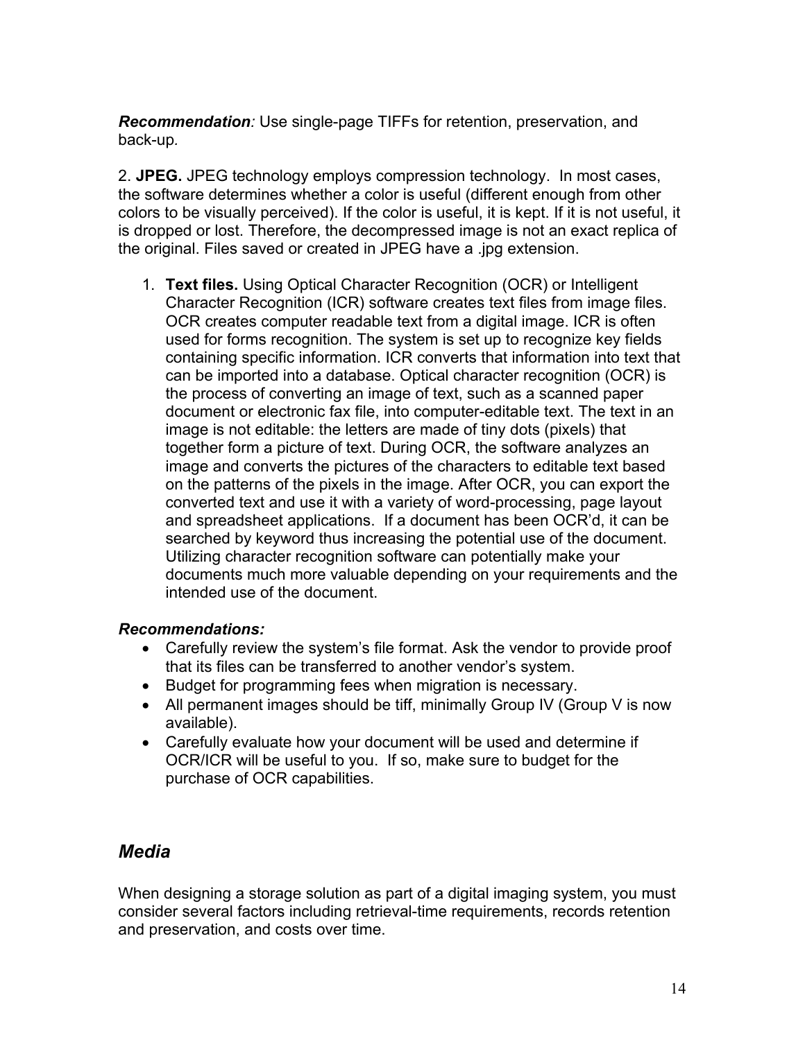***Recommendation**:* Use single-page TIFFs for retention, preservation, and back-up.

2. **JPEG.** JPEG technology employs compression technology. In most cases, the software determines whether a color is useful (different enough from other colors to be visually perceived). If the color is useful, it is kept. If it is not useful, it is dropped or lost. Therefore, the decompressed image is not an exact replica of the original. Files saved or created in JPEG have a .jpg extension.

1. **Text files.** Using Optical Character Recognition (OCR) or Intelligent Character Recognition (ICR) software creates text files from image files. OCR creates computer readable text from a digital image. ICR is often used for forms recognition. The system is set up to recognize key fields containing specific information. ICR converts that information into text that can be imported into a database. Optical character recognition (OCR) is the process of converting an image of text, such as a scanned paper document or electronic fax file, into computer-editable text. The text in an image is not editable: the letters are made of tiny dots (pixels) that together form a picture of text. During OCR, the software analyzes an image and converts the pictures of the characters to editable text based on the patterns of the pixels in the image. After OCR, you can export the converted text and use it with a variety of word-processing, page layout and spreadsheet applications. If a document has been OCR'd, it can be searched by keyword thus increasing the potential use of the document. Utilizing character recognition software can potentially make your documents much more valuable depending on your requirements and the intended use of the document.

***Recommendations:***

- Carefully review the system's file format. Ask the vendor to provide proof that its files can be transferred to another vendor's system.
- Budget for programming fees when migration is necessary.
- All permanent images should be tiff, minimally Group IV (Group V is now available).
- Carefully evaluate how your document will be used and determine if OCR/ICR will be useful to you. If so, make sure to budget for the purchase of OCR capabilities.

## *Media*

When designing a storage solution as part of a digital imaging system, you must consider several factors including retrieval-time requirements, records retention and preservation, and costs over time.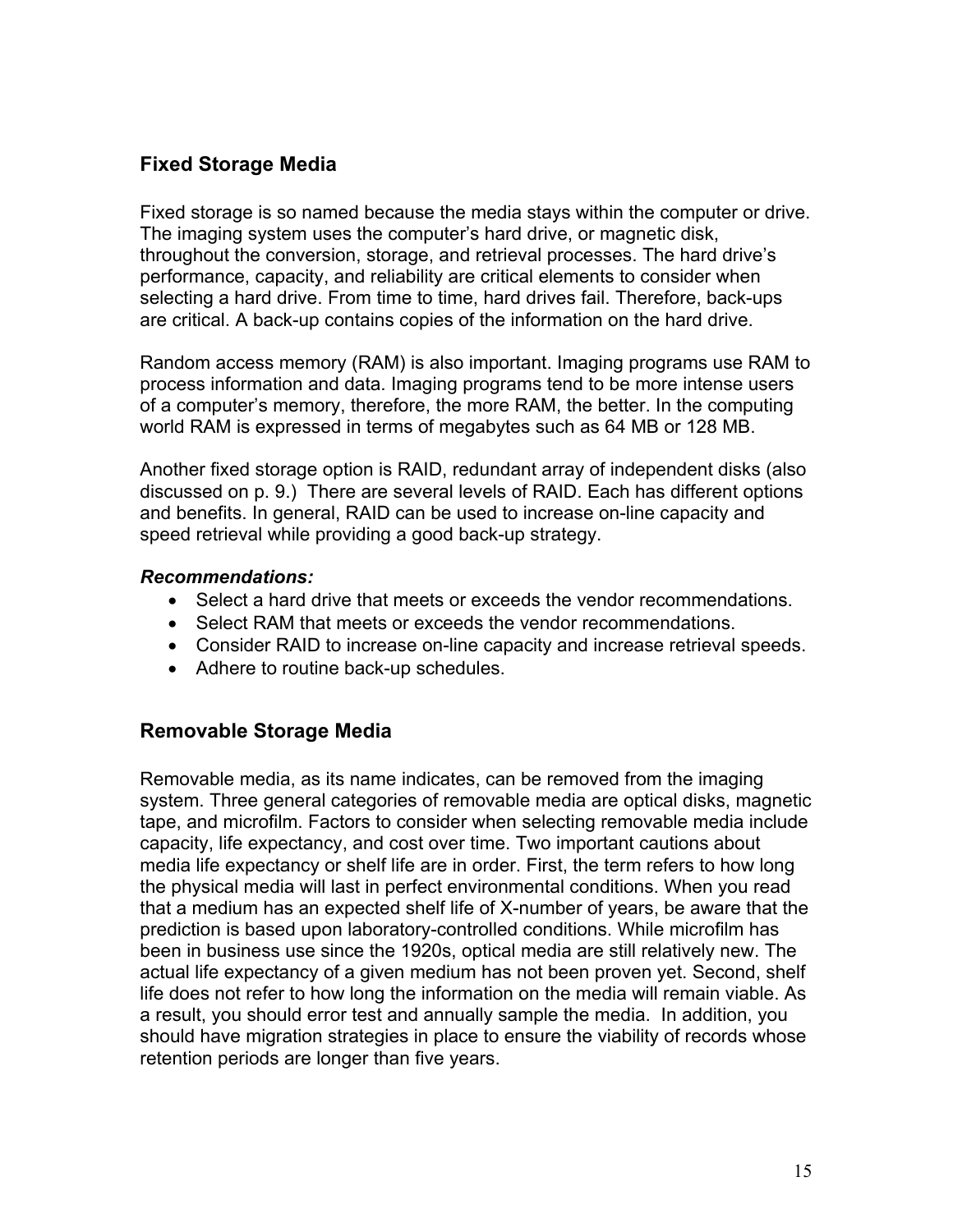## Fixed Storage Media

Fixed storage is so named because the media stays within the computer or drive. The imaging system uses the computer's hard drive, or magnetic disk, throughout the conversion, storage, and retrieval processes. The hard drive's performance, capacity, and reliability are critical elements to consider when selecting a hard drive. From time to time, hard drives fail. Therefore, back-ups are critical. A back-up contains copies of the information on the hard drive.

Random access memory (RAM) is also important. Imaging programs use RAM to process information and data. Imaging programs tend to be more intense users of a computer's memory, therefore, the more RAM, the better. In the computing world RAM is expressed in terms of megabytes such as 64 MB or 128 MB.

Another fixed storage option is RAID, redundant array of independent disks (also discussed on p. 9.) There are several levels of RAID. Each has different options and benefits. In general, RAID can be used to increase on-line capacity and speed retrieval while providing a good back-up strategy.

***Recommendations:***

- Select a hard drive that meets or exceeds the vendor recommendations.
- Select RAM that meets or exceeds the vendor recommendations.
- Consider RAID to increase on-line capacity and increase retrieval speeds.
- Adhere to routine back-up schedules.

## Removable Storage Media

Removable media, as its name indicates, can be removed from the imaging system. Three general categories of removable media are optical disks, magnetic tape, and microfilm. Factors to consider when selecting removable media include capacity, life expectancy, and cost over time. Two important cautions about media life expectancy or shelf life are in order. First, the term refers to how long the physical media will last in perfect environmental conditions. When you read that a medium has an expected shelf life of X-number of years, be aware that the prediction is based upon laboratory-controlled conditions. While microfilm has been in business use since the 1920s, optical media are still relatively new. The actual life expectancy of a given medium has not been proven yet. Second, shelf life does not refer to how long the information on the media will remain viable. As a result, you should error test and annually sample the media. In addition, you should have migration strategies in place to ensure the viability of records whose retention periods are longer than five years.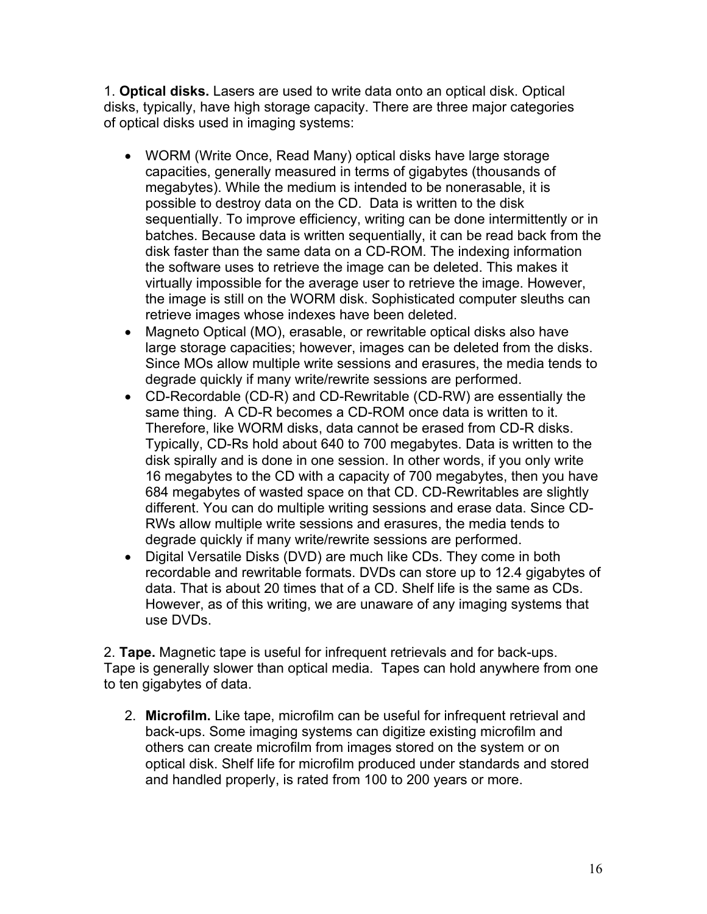1. **Optical disks.** Lasers are used to write data onto an optical disk. Optical disks, typically, have high storage capacity. There are three major categories of optical disks used in imaging systems:

- WORM (Write Once, Read Many) optical disks have large storage capacities, generally measured in terms of gigabytes (thousands of megabytes). While the medium is intended to be nonerasable, it is possible to destroy data on the CD. Data is written to the disk sequentially. To improve efficiency, writing can be done intermittently or in batches. Because data is written sequentially, it can be read back from the disk faster than the same data on a CD-ROM. The indexing information the software uses to retrieve the image can be deleted. This makes it virtually impossible for the average user to retrieve the image. However, the image is still on the WORM disk. Sophisticated computer sleuths can retrieve images whose indexes have been deleted.
- Magneto Optical (MO), erasable, or rewritable optical disks also have large storage capacities; however, images can be deleted from the disks. Since MOs allow multiple write sessions and erasures, the media tends to degrade quickly if many write/rewrite sessions are performed.
- CD-Recordable (CD-R) and CD-Rewritable (CD-RW) are essentially the same thing. A CD-R becomes a CD-ROM once data is written to it. Therefore, like WORM disks, data cannot be erased from CD-R disks. Typically, CD-Rs hold about 640 to 700 megabytes. Data is written to the disk spirally and is done in one session. In other words, if you only write 16 megabytes to the CD with a capacity of 700 megabytes, then you have 684 megabytes of wasted space on that CD. CD-Rewritables are slightly different. You can do multiple writing sessions and erase data. Since CD-RWs allow multiple write sessions and erasures, the media tends to degrade quickly if many write/rewrite sessions are performed.
- Digital Versatile Disks (DVD) are much like CDs. They come in both recordable and rewritable formats. DVDs can store up to 12.4 gigabytes of data. That is about 20 times that of a CD. Shelf life is the same as CDs. However, as of this writing, we are unaware of any imaging systems that use DVDs.

2. **Tape.** Magnetic tape is useful for infrequent retrievals and for back-ups. Tape is generally slower than optical media. Tapes can hold anywhere from one to ten gigabytes of data.

2. **Microfilm.** Like tape, microfilm can be useful for infrequent retrieval and back-ups. Some imaging systems can digitize existing microfilm and others can create microfilm from images stored on the system or on optical disk. Shelf life for microfilm produced under standards and stored and handled properly, is rated from 100 to 200 years or more.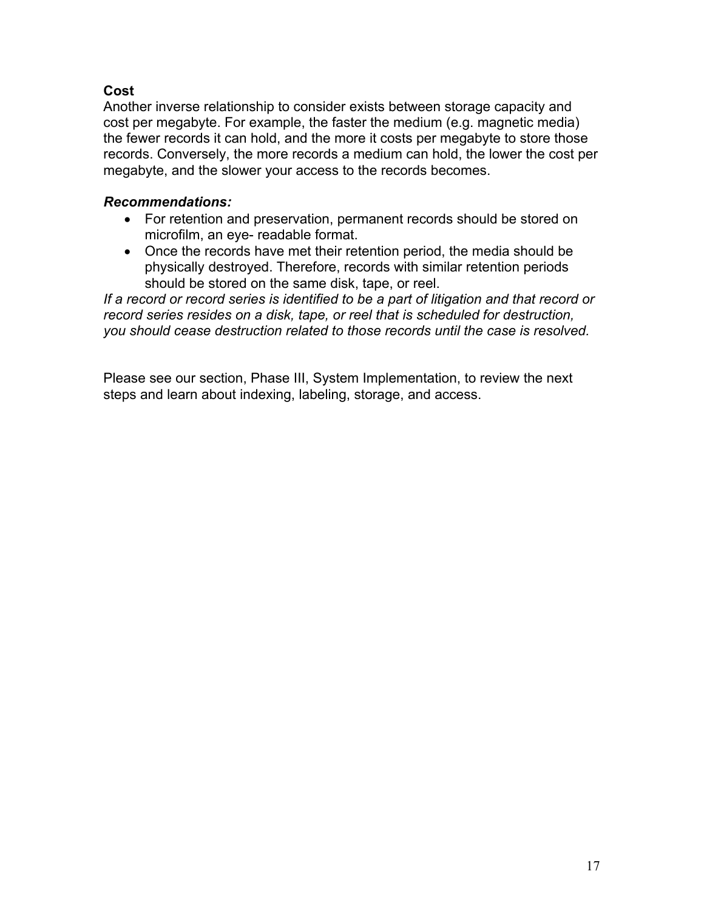**Cost**

Another inverse relationship to consider exists between storage capacity and cost per megabyte. For example, the faster the medium (e.g. magnetic media) the fewer records it can hold, and the more it costs per megabyte to store those records. Conversely, the more records a medium can hold, the lower the cost per megabyte, and the slower your access to the records becomes.

***Recommendations:***

- For retention and preservation, permanent records should be stored on microfilm, an eye- readable format.
- Once the records have met their retention period, the media should be physically destroyed. Therefore, records with similar retention periods should be stored on the same disk, tape, or reel.

*If a record or record series is identified to be a part of litigation and that record or record series resides on a disk, tape, or reel that is scheduled for destruction, you should cease destruction related to those records until the case is resolved.*

Please see our section, Phase III, System Implementation, to review the next steps and learn about indexing, labeling, storage, and access.